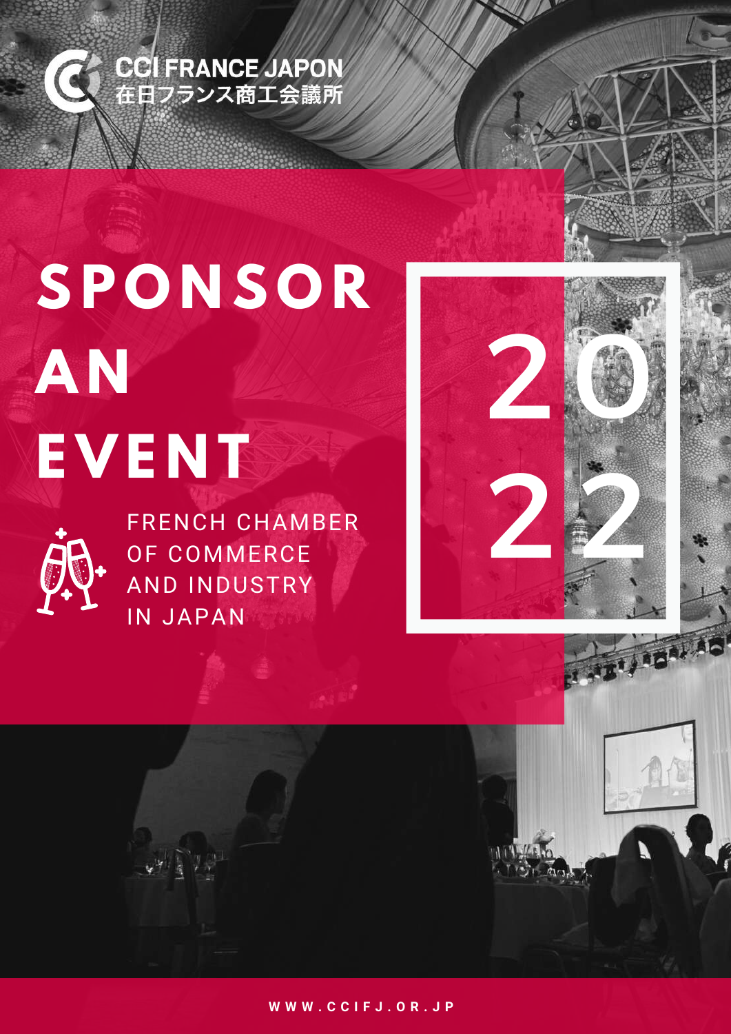CCI FRANCE JAPON
在日フランス商工会議所

# SPONSOR AN EVENT

FRENCH CHAMBER OF COMMERCE AND INDUSTRY IN JAPAN

2022

WWW.CCIFJ.OR.JP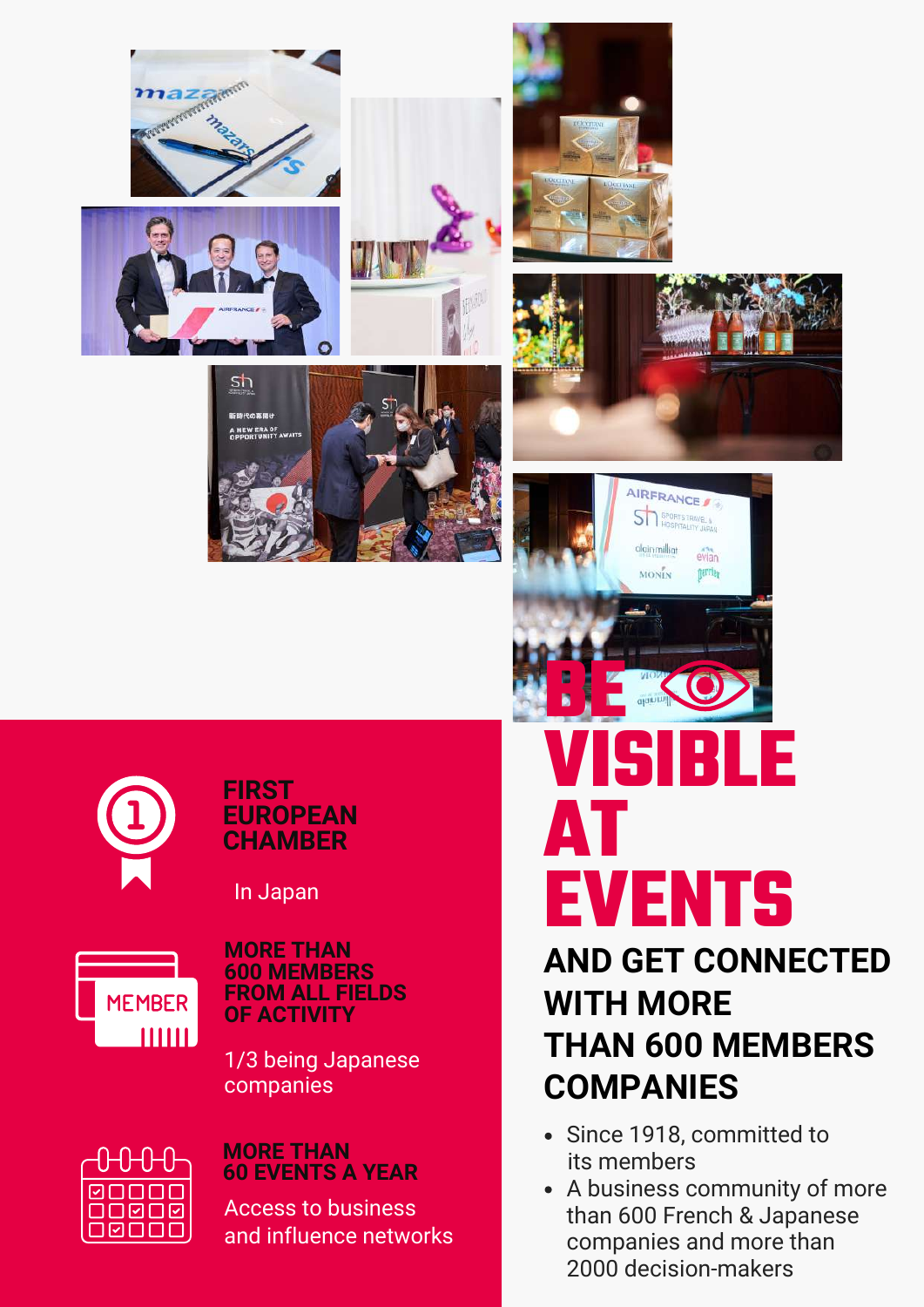# BE VISIBLE AT EVENTS

## AND GET CONNECTED WITH MORE THAN 600 MEMBERS COMPANIES

- Since 1918, committed to its members
- A business community of more than 600 French & Japanese companies and more than 2000 decision-makers

**FIRST EUROPEAN CHAMBER**

In Japan

**MORE THAN 600 MEMBERS FROM ALL FIELDS OF ACTIVITY**

1/3 being Japanese companies

**MORE THAN 60 EVENTS A YEAR**

Access to business and influence networks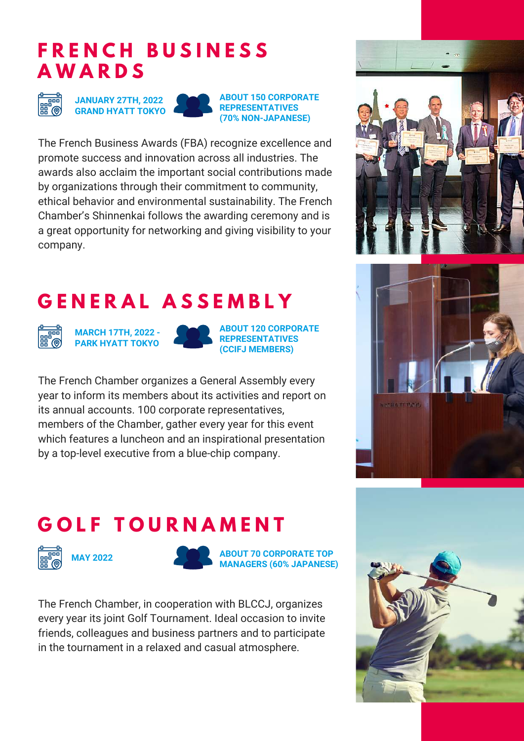# FRENCH BUSINESS AWARDS

**JANUARY 27TH, 2022**
**GRAND HYATT TOKYO**

**ABOUT 150 CORPORATE REPRESENTATIVES (70% NON-JAPANESE)**

The French Business Awards (FBA) recognize excellence and promote success and innovation across all industries. The awards also acclaim the important social contributions made by organizations through their commitment to community, ethical behavior and environmental sustainability. The French Chamber's Shinnenkai follows the awarding ceremony and is a great opportunity for networking and giving visibility to your company.

# GENERAL ASSEMBLY

**MARCH 17TH, 2022 - PARK HYATT TOKYO**

**ABOUT 120 CORPORATE REPRESENTATIVES (CCIFJ MEMBERS)**

The French Chamber organizes a General Assembly every year to inform its members about its activities and report on its annual accounts. 100 corporate representatives, members of the Chamber, gather every year for this event which features a luncheon and an inspirational presentation by a top-level executive from a blue-chip company.

# GOLF TOURNAMENT

**MAY 2022**

**ABOUT 70 CORPORATE TOP MANAGERS (60% JAPANESE)**

The French Chamber, in cooperation with BLCCJ, organizes every year its joint Golf Tournament. Ideal occasion to invite friends, colleagues and business partners and to participate in the tournament in a relaxed and casual atmosphere.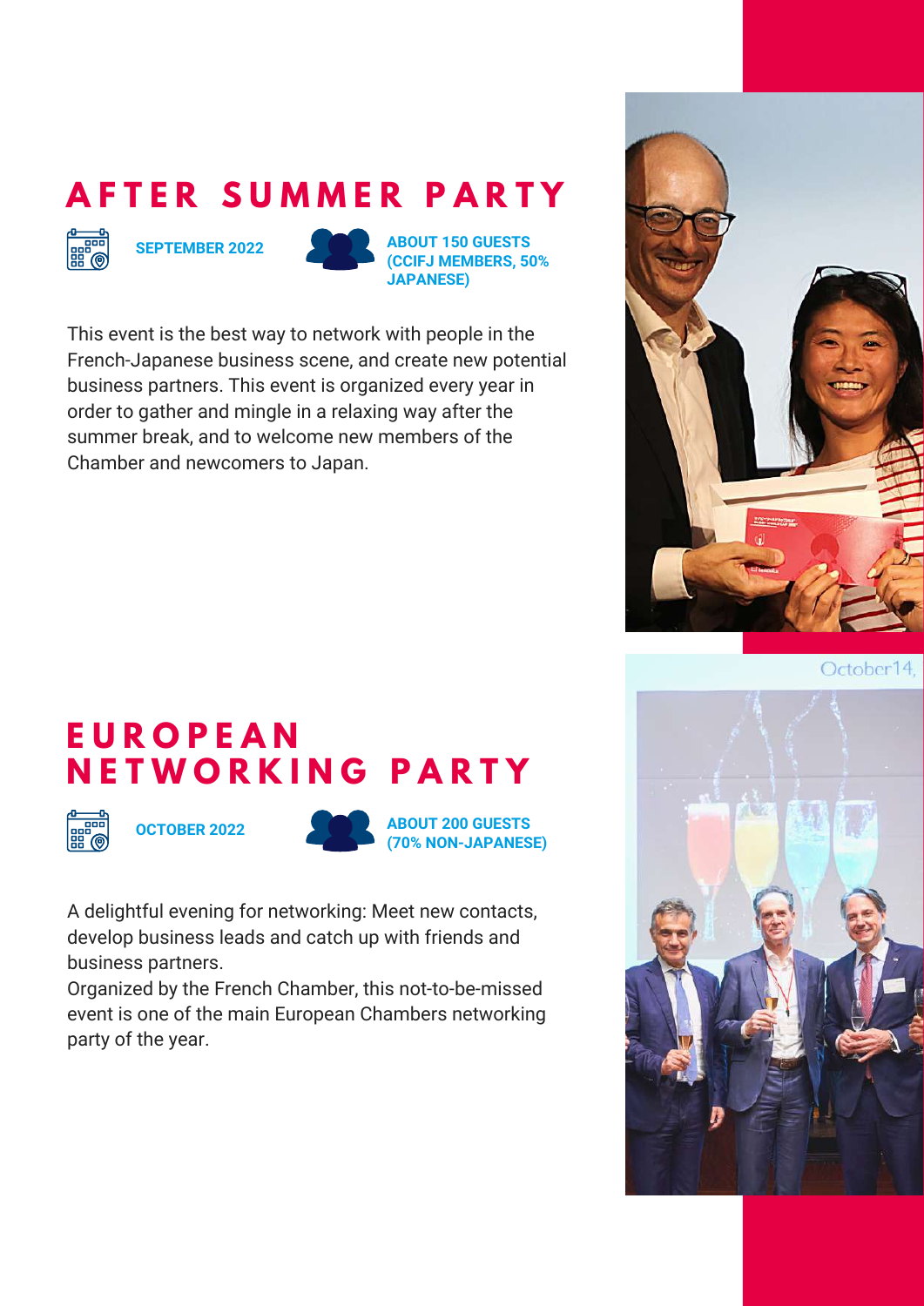# AFTER SUMMER PARTY

**SEPTEMBER 2022**

**ABOUT 150 GUESTS (CCIFJ MEMBERS, 50% JAPANESE)**

This event is the best way to network with people in the French-Japanese business scene, and create new potential business partners. This event is organized every year in order to gather and mingle in a relaxing way after the summer break, and to welcome new members of the Chamber and newcomers to Japan.

# EUROPEAN NETWORKING PARTY

**OCTOBER 2022**

**ABOUT 200 GUESTS (70% NON-JAPANESE)**

A delightful evening for networking: Meet new contacts, develop business leads and catch up with friends and business partners.
Organized by the French Chamber, this not-to-be-missed event is one of the main European Chambers networking party of the year.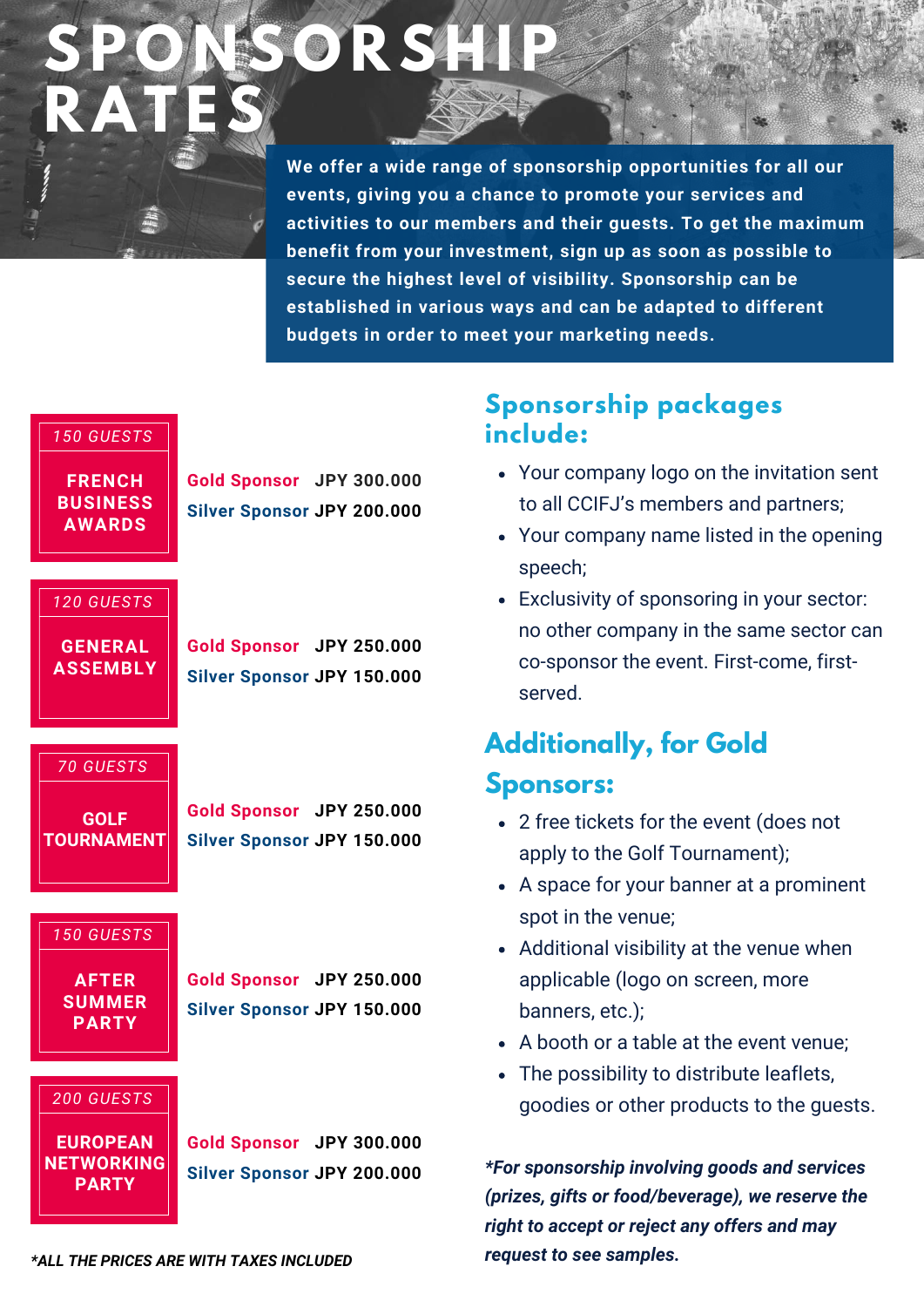# SPONSORSHIP RATES

**We offer a wide range of sponsorship opportunities for all our events, giving you a chance to promote your services and activities to our members and their guests. To get the maximum benefit from your investment, sign up as soon as possible to secure the highest level of visibility. Sponsorship can be established in various ways and can be adapted to different budgets in order to meet your marketing needs.**

| Event | Guests | Gold Sponsor | Silver Sponsor |
|---|---|---|---|
| FRENCH BUSINESS AWARDS | 150 GUESTS | JPY 300.000 | JPY 200.000 |
| GENERAL ASSEMBLY | 120 GUESTS | JPY 250.000 | JPY 150.000 |
| GOLF TOURNAMENT | 70 GUESTS | JPY 250.000 | JPY 150.000 |
| AFTER SUMMER PARTY | 150 GUESTS | JPY 250.000 | JPY 150.000 |
| EUROPEAN NETWORKING PARTY | 200 GUESTS | JPY 300.000 | JPY 200.000 |

***ALL THE PRICES ARE WITH TAXES INCLUDED**

## Sponsorship packages include:

- Your company logo on the invitation sent to all CCIFJ's members and partners;
- Your company name listed in the opening speech;
- Exclusivity of sponsoring in your sector: no other company in the same sector can co-sponsor the event. First-come, first-served.

## Additionally, for Gold Sponsors:

- 2 free tickets for the event (does not apply to the Golf Tournament);
- A space for your banner at a prominent spot in the venue;
- Additional visibility at the venue when applicable (logo on screen, more banners, etc.);
- A booth or a table at the event venue;
- The possibility to distribute leaflets, goodies or other products to the guests.

***For sponsorship involving goods and services (prizes, gifts or food/beverage), we reserve the right to accept or reject any offers and may request to see samples.***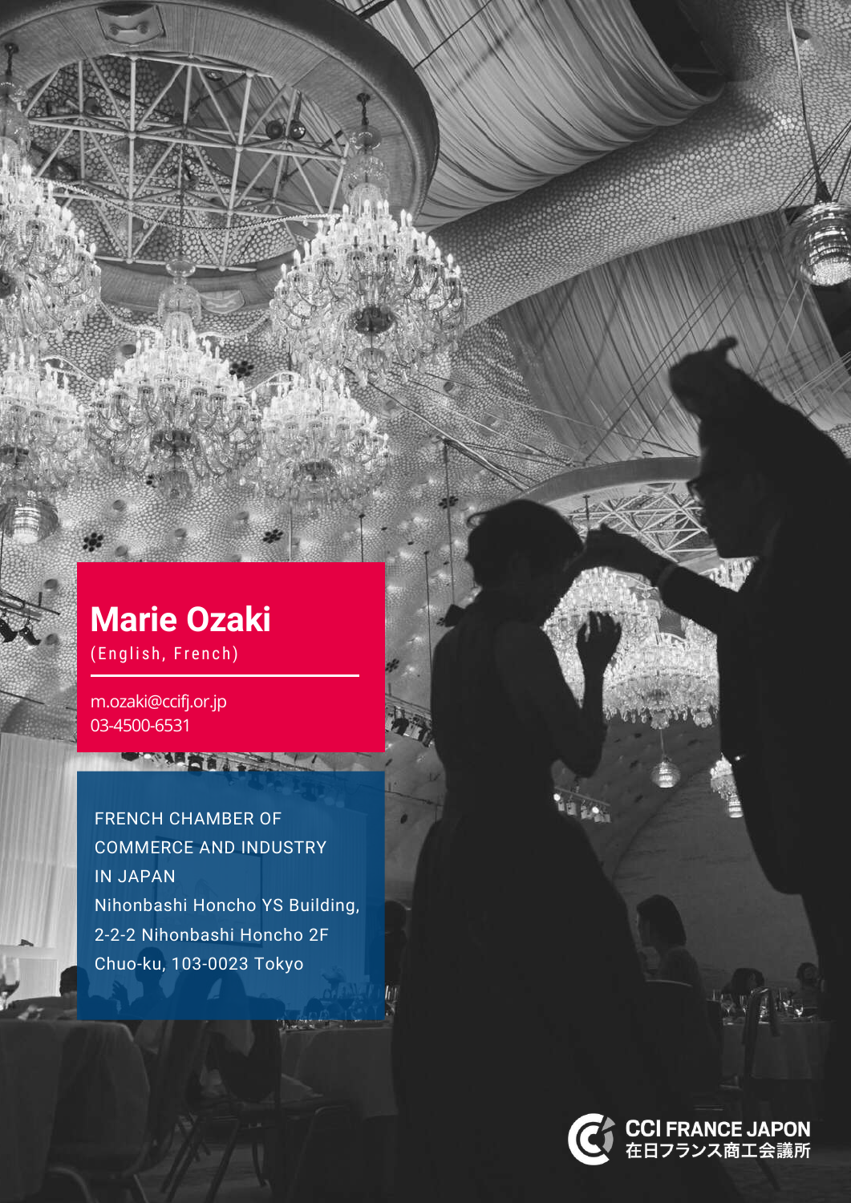## Marie Ozaki

(English, French)

m.ozaki@ccifj.or.jp
03-4500-6531

FRENCH CHAMBER OF COMMERCE AND INDUSTRY IN JAPAN
Nihonbashi Honcho YS Building,
2-2-2 Nihonbashi Honcho 2F
Chuo-ku, 103-0023 Tokyo

CCI FRANCE JAPON
在日フランス商工会議所